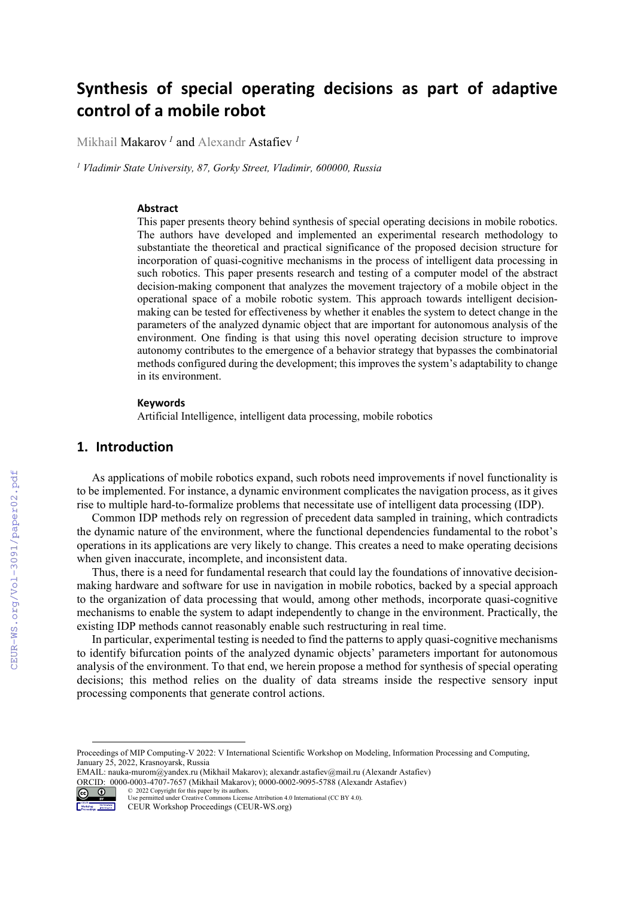# Synthesis of special operating decisions as part of adaptive control of a mobile robot

Mikhail Makarov [1] and Alexandr Astafiev [1]

[1] *Vladimir State University, 87, Gorky Street, Vladimir, 600000, Russia*

### Abstract

This paper presents theory behind synthesis of special operating decisions in mobile robotics. The authors have developed and implemented an experimental research methodology to substantiate the theoretical and practical significance of the proposed decision structure for incorporation of quasi-cognitive mechanisms in the process of intelligent data processing in such robotics. This paper presents research and testing of a computer model of the abstract decision-making component that analyzes the movement trajectory of a mobile object in the operational space of a mobile robotic system. This approach towards intelligent decision-making can be tested for effectiveness by whether it enables the system to detect change in the parameters of the analyzed dynamic object that are important for autonomous analysis of the environment. One finding is that using this novel operating decision structure to improve autonomy contributes to the emergence of a behavior strategy that bypasses the combinatorial methods configured during the development; this improves the system's adaptability to change in its environment.

### Keywords

Artificial Intelligence, intelligent data processing, mobile robotics

## 1. Introduction

As applications of mobile robotics expand, such robots need improvements if novel functionality is to be implemented. For instance, a dynamic environment complicates the navigation process, as it gives rise to multiple hard-to-formalize problems that necessitate use of intelligent data processing (IDP).

Common IDP methods rely on regression of precedent data sampled in training, which contradicts the dynamic nature of the environment, where the functional dependencies fundamental to the robot's operations in its applications are very likely to change. This creates a need to make operating decisions when given inaccurate, incomplete, and inconsistent data.

Thus, there is a need for fundamental research that could lay the foundations of innovative decision-making hardware and software for use in navigation in mobile robotics, backed by a special approach to the organization of data processing that would, among other methods, incorporate quasi-cognitive mechanisms to enable the system to adapt independently to change in the environment. Practically, the existing IDP methods cannot reasonably enable such restructuring in real time.

In particular, experimental testing is needed to find the patterns to apply quasi-cognitive mechanisms to identify bifurcation points of the analyzed dynamic objects' parameters important for autonomous analysis of the environment. To that end, we herein propose a method for synthesis of special operating decisions; this method relies on the duality of data streams inside the respective sensory input processing components that generate control actions.

Proceedings of MIP Computing-V 2022: V International Scientific Workshop on Modeling, Information Processing and Computing, January 25, 2022, Krasnoyarsk, Russia
EMAIL: nauka-murom@yandex.ru (Mikhail Makarov); alexandr.astafiev@mail.ru (Alexandr Astafiev)
ORCID: 0000-0003-4707-7657 (Mikhail Makarov); 0000-0002-9095-5788 (Alexandr Astafiev)
© 2022 Copyright for this paper by its authors.
Use permitted under Creative Commons License Attribution 4.0 International (CC BY 4.0).
CEUR Workshop Proceedings (CEUR-WS.org)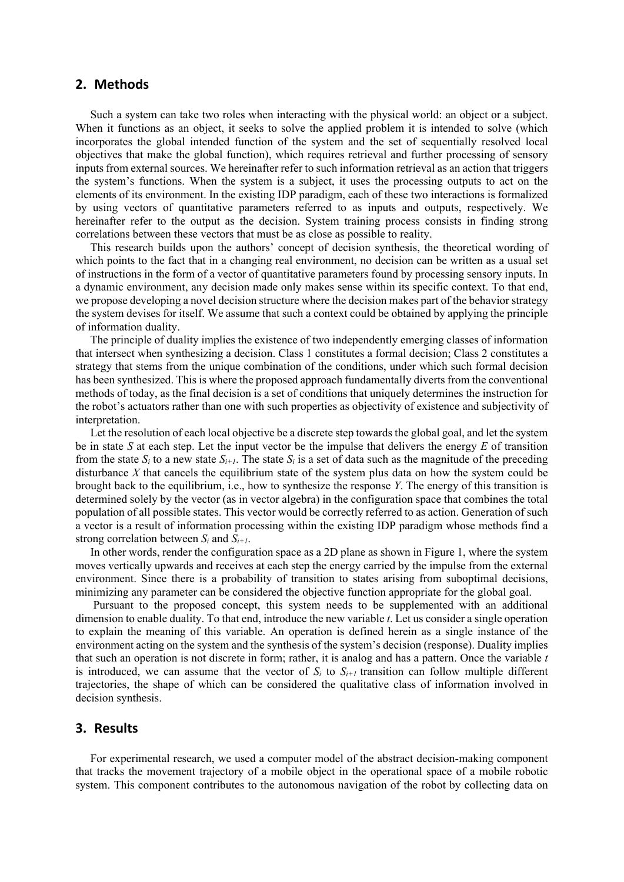## 2. Methods

Such a system can take two roles when interacting with the physical world: an object or a subject. When it functions as an object, it seeks to solve the applied problem it is intended to solve (which incorporates the global intended function of the system and the set of sequentially resolved local objectives that make the global function), which requires retrieval and further processing of sensory inputs from external sources. We hereinafter refer to such information retrieval as an action that triggers the system's functions. When the system is a subject, it uses the processing outputs to act on the elements of its environment. In the existing IDP paradigm, each of these two interactions is formalized by using vectors of quantitative parameters referred to as inputs and outputs, respectively. We hereinafter refer to the output as the decision. System training process consists in finding strong correlations between these vectors that must be as close as possible to reality.

This research builds upon the authors' concept of decision synthesis, the theoretical wording of which points to the fact that in a changing real environment, no decision can be written as a usual set of instructions in the form of a vector of quantitative parameters found by processing sensory inputs. In a dynamic environment, any decision made only makes sense within its specific context. To that end, we propose developing a novel decision structure where the decision makes part of the behavior strategy the system devises for itself. We assume that such a context could be obtained by applying the principle of information duality.

The principle of duality implies the existence of two independently emerging classes of information that intersect when synthesizing a decision. Class 1 constitutes a formal decision; Class 2 constitutes a strategy that stems from the unique combination of the conditions, under which such formal decision has been synthesized. This is where the proposed approach fundamentally diverts from the conventional methods of today, as the final decision is a set of conditions that uniquely determines the instruction for the robot's actuators rather than one with such properties as objectivity of existence and subjectivity of interpretation.

Let the resolution of each local objective be a discrete step towards the global goal, and let the system be in state $S$ at each step. Let the input vector be the impulse that delivers the energy $E$ of transition from the state $S_i$ to a new state $S_{i+1}$. The state $S_i$ is a set of data such as the magnitude of the preceding disturbance $X$ that cancels the equilibrium state of the system plus data on how the system could be brought back to the equilibrium, i.e., how to synthesize the response $Y$. The energy of this transition is determined solely by the vector (as in vector algebra) in the configuration space that combines the total population of all possible states. This vector would be correctly referred to as action. Generation of such a vector is a result of information processing within the existing IDP paradigm whose methods find a strong correlation between $S_i$ and $S_{i+1}$.

In other words, render the configuration space as a 2D plane as shown in Figure 1, where the system moves vertically upwards and receives at each step the energy carried by the impulse from the external environment. Since there is a probability of transition to states arising from suboptimal decisions, minimizing any parameter can be considered the objective function appropriate for the global goal.

Pursuant to the proposed concept, this system needs to be supplemented with an additional dimension to enable duality. To that end, introduce the new variable $t$. Let us consider a single operation to explain the meaning of this variable. An operation is defined herein as a single instance of the environment acting on the system and the synthesis of the system's decision (response). Duality implies that such an operation is not discrete in form; rather, it is analog and has a pattern. Once the variable $t$ is introduced, we can assume that the vector of $S_i$ to $S_{i+1}$ transition can follow multiple different trajectories, the shape of which can be considered the qualitative class of information involved in decision synthesis.

## 3. Results

For experimental research, we used a computer model of the abstract decision-making component that tracks the movement trajectory of a mobile object in the operational space of a mobile robotic system. This component contributes to the autonomous navigation of the robot by collecting data on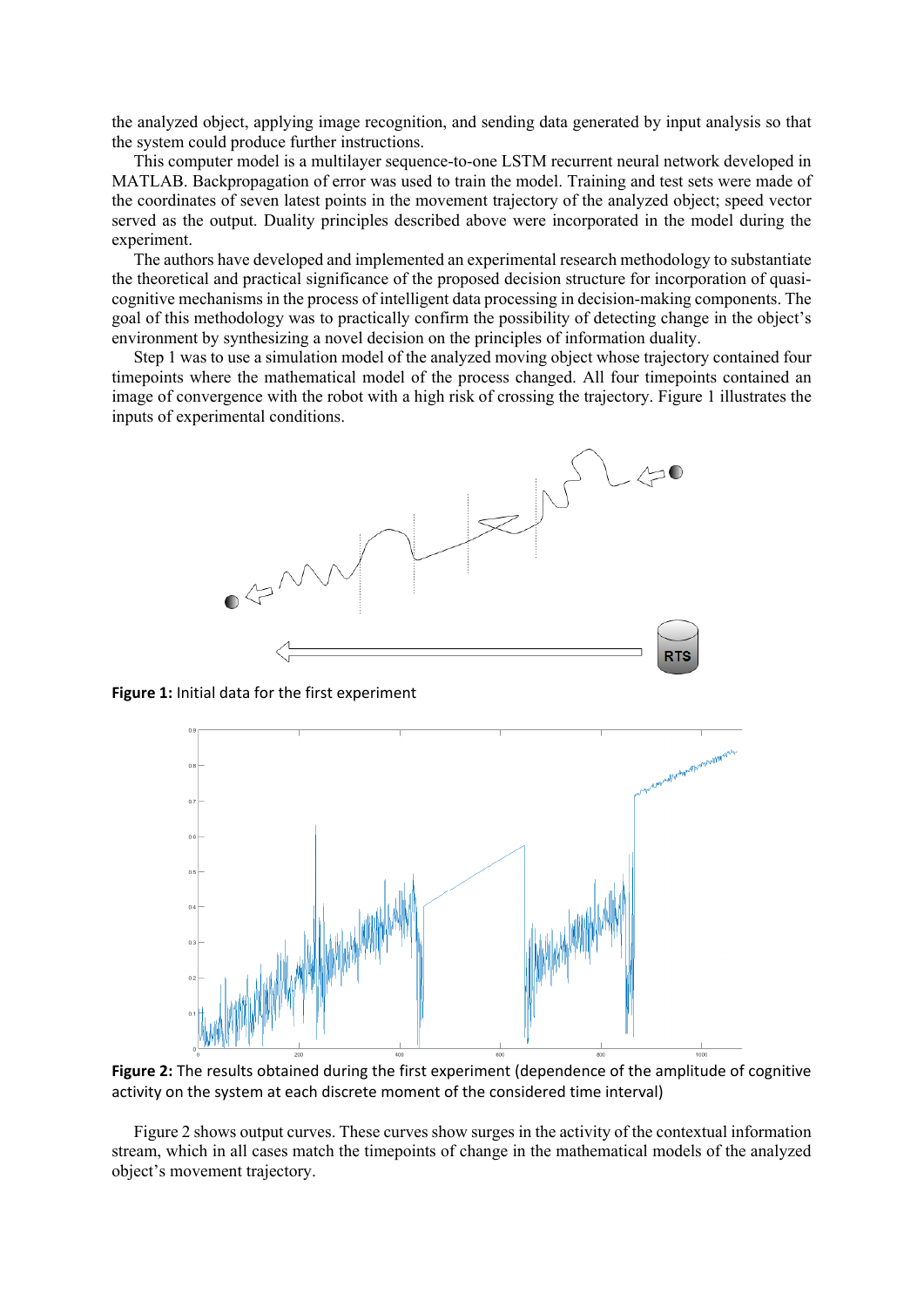the analyzed object, applying image recognition, and sending data generated by input analysis so that the system could produce further instructions.

This computer model is a multilayer sequence-to-one LSTM recurrent neural network developed in MATLAB. Backpropagation of error was used to train the model. Training and test sets were made of the coordinates of seven latest points in the movement trajectory of the analyzed object; speed vector served as the output. Duality principles described above were incorporated in the model during the experiment.

The authors have developed and implemented an experimental research methodology to substantiate the theoretical and practical significance of the proposed decision structure for incorporation of quasi-cognitive mechanisms in the process of intelligent data processing in decision-making components. The goal of this methodology was to practically confirm the possibility of detecting change in the object's environment by synthesizing a novel decision on the principles of information duality.

Step 1 was to use a simulation model of the analyzed moving object whose trajectory contained four timepoints where the mathematical model of the process changed. All four timepoints contained an image of convergence with the robot with a high risk of crossing the trajectory. Figure 1 illustrates the inputs of experimental conditions.

**Figure 1:** Initial data for the first experiment

**Figure 2:** The results obtained during the first experiment (dependence of the amplitude of cognitive activity on the system at each discrete moment of the considered time interval)

Figure 2 shows output curves. These curves show surges in the activity of the contextual information stream, which in all cases match the timepoints of change in the mathematical models of the analyzed object's movement trajectory.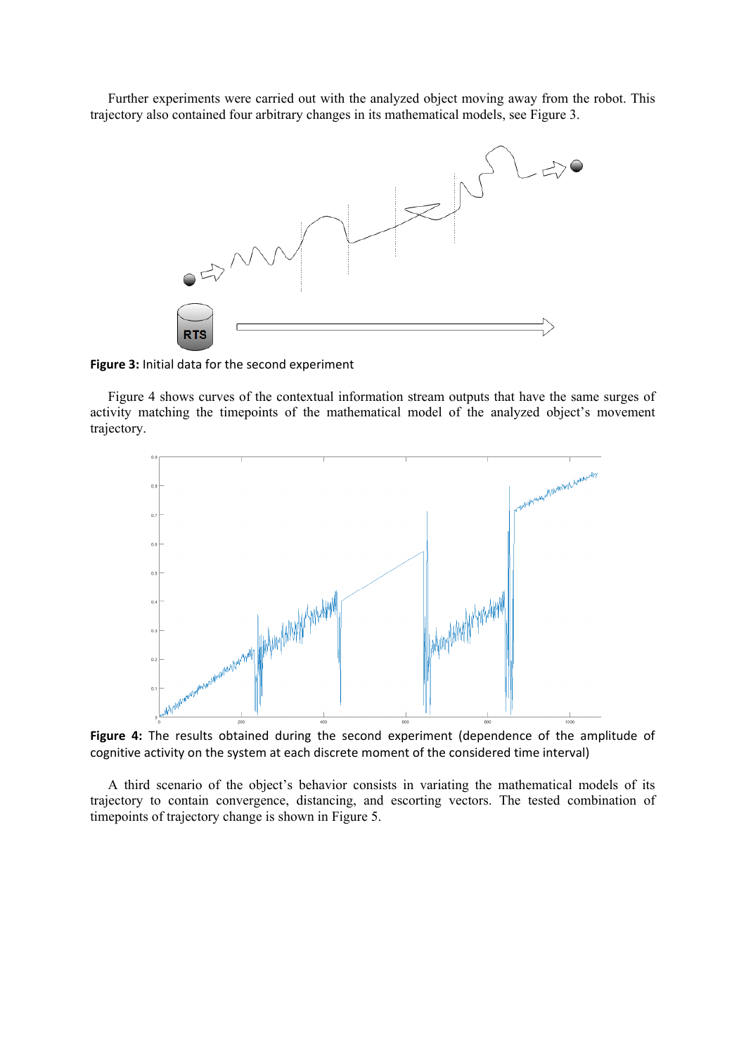Further experiments were carried out with the analyzed object moving away from the robot. This trajectory also contained four arbitrary changes in its mathematical models, see Figure 3.

**Figure 3:** Initial data for the second experiment

Figure 4 shows curves of the contextual information stream outputs that have the same surges of activity matching the timepoints of the mathematical model of the analyzed object's movement trajectory.

**Figure 4:** The results obtained during the second experiment (dependence of the amplitude of cognitive activity on the system at each discrete moment of the considered time interval)

A third scenario of the object's behavior consists in variating the mathematical models of its trajectory to contain convergence, distancing, and escorting vectors. The tested combination of timepoints of trajectory change is shown in Figure 5.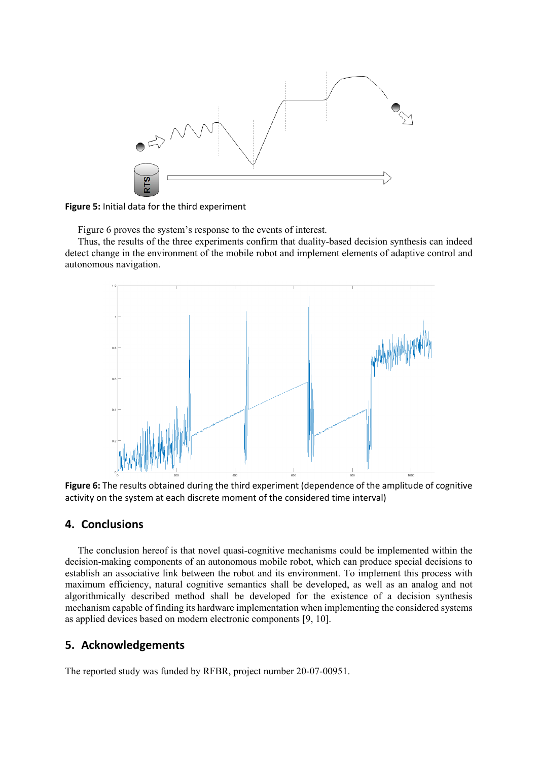**Figure 5:** Initial data for the third experiment

Figure 6 proves the system's response to the events of interest.

Thus, the results of the three experiments confirm that duality-based decision synthesis can indeed detect change in the environment of the mobile robot and implement elements of adaptive control and autonomous navigation.

**Figure 6:** The results obtained during the third experiment (dependence of the amplitude of cognitive activity on the system at each discrete moment of the considered time interval)

## 4. Conclusions

The conclusion hereof is that novel quasi-cognitive mechanisms could be implemented within the decision-making components of an autonomous mobile robot, which can produce special decisions to establish an associative link between the robot and its environment. To implement this process with maximum efficiency, natural cognitive semantics shall be developed, as well as an analog and not algorithmically described method shall be developed for the existence of a decision synthesis mechanism capable of finding its hardware implementation when implementing the considered systems as applied devices based on modern electronic components [9, 10].

## 5. Acknowledgements

The reported study was funded by RFBR, project number 20-07-00951.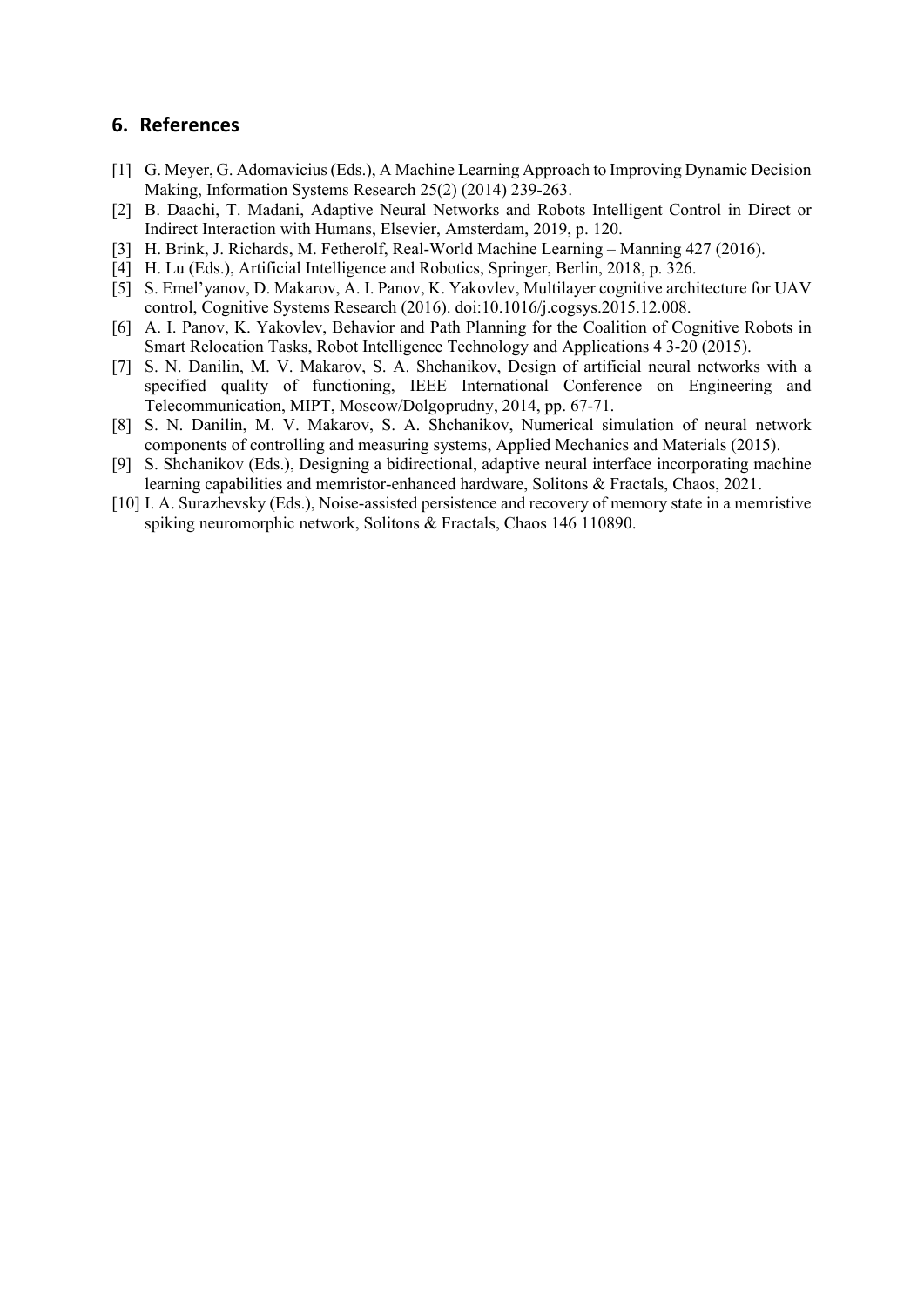## 6. References

[1] G. Meyer, G. Adomavicius (Eds.), A Machine Learning Approach to Improving Dynamic Decision Making, Information Systems Research 25(2) (2014) 239-263.

[2] B. Daachi, T. Madani, Adaptive Neural Networks and Robots Intelligent Control in Direct or Indirect Interaction with Humans, Elsevier, Amsterdam, 2019, p. 120.

[3] H. Brink, J. Richards, M. Fetherolf, Real-World Machine Learning – Manning 427 (2016).

[4] H. Lu (Eds.), Artificial Intelligence and Robotics, Springer, Berlin, 2018, p. 326.

[5] S. Emel'yanov, D. Makarov, A. I. Panov, K. Yakovlev, Multilayer cognitive architecture for UAV control, Cognitive Systems Research (2016). doi:10.1016/j.cogsys.2015.12.008.

[6] A. I. Panov, K. Yakovlev, Behavior and Path Planning for the Coalition of Cognitive Robots in Smart Relocation Tasks, Robot Intelligence Technology and Applications 4 3-20 (2015).

[7] S. N. Danilin, M. V. Makarov, S. A. Shchanikov, Design of artificial neural networks with a specified quality of functioning, IEEE International Conference on Engineering and Telecommunication, MIPT, Moscow/Dolgoprudny, 2014, pp. 67-71.

[8] S. N. Danilin, M. V. Makarov, S. A. Shchanikov, Numerical simulation of neural network components of controlling and measuring systems, Applied Mechanics and Materials (2015).

[9] S. Shchanikov (Eds.), Designing a bidirectional, adaptive neural interface incorporating machine learning capabilities and memristor-enhanced hardware, Solitons & Fractals, Chaos, 2021.

[10] I. A. Surazhevsky (Eds.), Noise-assisted persistence and recovery of memory state in a memristive spiking neuromorphic network, Solitons & Fractals, Chaos 146 110890.